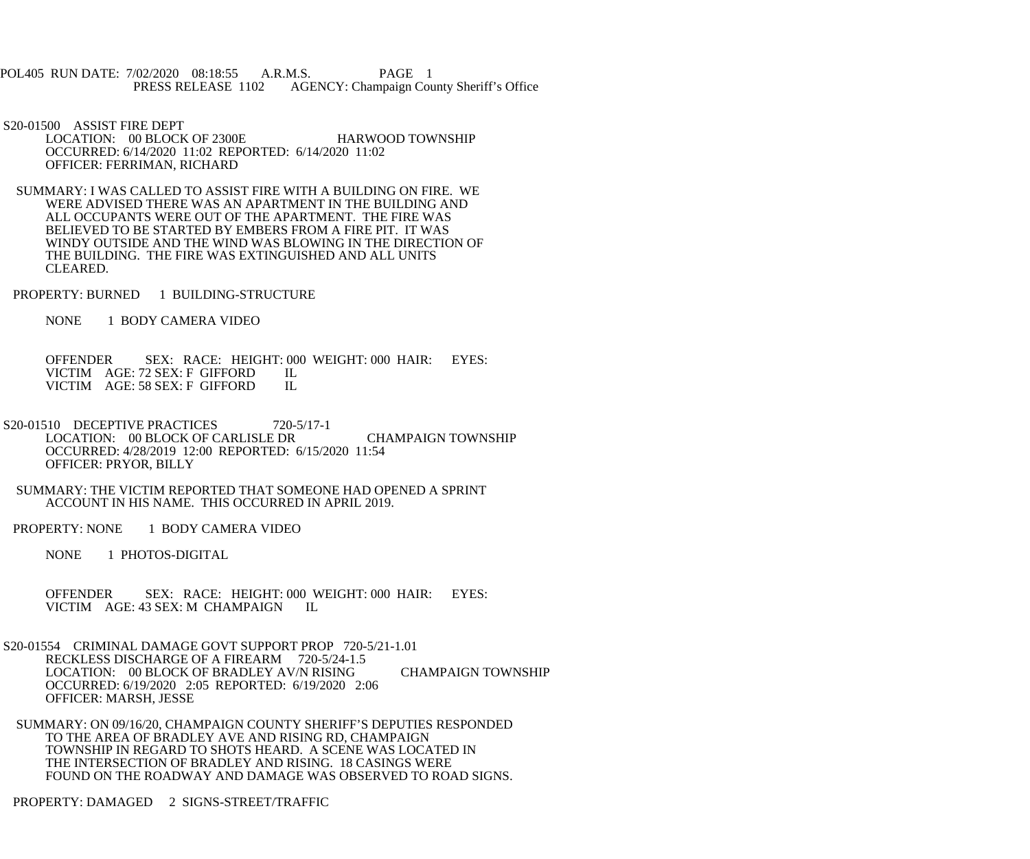POL405 RUN DATE: 7/02/2020 08:18:55 A.R.M.S. PAGE 1
PRESS RELEASE 1102 AGENCY: Champaign County Sheriff's Office

S20-01500 ASSIST FIRE DEPT
LOCATION: 00 BLOCK OF 2300E HARWOOD TOWNSHIP
OCCURRED: 6/14/2020 11:02 REPORTED: 6/14/2020 11:02
OFFICER: FERRIMAN, RICHARD

SUMMARY: I WAS CALLED TO ASSIST FIRE WITH A BUILDING ON FIRE. WE WERE ADVISED THERE WAS AN APARTMENT IN THE BUILDING AND ALL OCCUPANTS WERE OUT OF THE APARTMENT. THE FIRE WAS BELIEVED TO BE STARTED BY EMBERS FROM A FIRE PIT. IT WAS WINDY OUTSIDE AND THE WIND WAS BLOWING IN THE DIRECTION OF THE BUILDING. THE FIRE WAS EXTINGUISHED AND ALL UNITS CLEARED.

PROPERTY: BURNED 1 BUILDING-STRUCTURE

NONE 1 BODY CAMERA VIDEO

OFFENDER SEX: RACE: HEIGHT: 000 WEIGHT: 000 HAIR: EYES:
VICTIM AGE: 72 SEX: F GIFFORD IL
VICTIM AGE: 58 SEX: F GIFFORD IL

S20-01510 DECEPTIVE PRACTICES 720-5/17-1
LOCATION: 00 BLOCK OF CARLISLE DR CHAMPAIGN TOWNSHIP
OCCURRED: 4/28/2019 12:00 REPORTED: 6/15/2020 11:54
OFFICER: PRYOR, BILLY

SUMMARY: THE VICTIM REPORTED THAT SOMEONE HAD OPENED A SPRINT ACCOUNT IN HIS NAME. THIS OCCURRED IN APRIL 2019.

PROPERTY: NONE 1 BODY CAMERA VIDEO

NONE 1 PHOTOS-DIGITAL

OFFENDER SEX: RACE: HEIGHT: 000 WEIGHT: 000 HAIR: EYES:
VICTIM AGE: 43 SEX: M CHAMPAIGN IL

S20-01554 CRIMINAL DAMAGE GOVT SUPPORT PROP 720-5/21-1.01
RECKLESS DISCHARGE OF A FIREARM 720-5/24-1.5
LOCATION: 00 BLOCK OF BRADLEY AV/N RISING CHAMPAIGN TOWNSHIP
OCCURRED: 6/19/2020 2:05 REPORTED: 6/19/2020 2:06
OFFICER: MARSH, JESSE

SUMMARY: ON 09/16/20, CHAMPAIGN COUNTY SHERIFF'S DEPUTIES RESPONDED TO THE AREA OF BRADLEY AVE AND RISING RD, CHAMPAIGN TOWNSHIP IN REGARD TO SHOTS HEARD. A SCENE WAS LOCATED IN THE INTERSECTION OF BRADLEY AND RISING. 18 CASINGS WERE FOUND ON THE ROADWAY AND DAMAGE WAS OBSERVED TO ROAD SIGNS.

PROPERTY: DAMAGED 2 SIGNS-STREET/TRAFFIC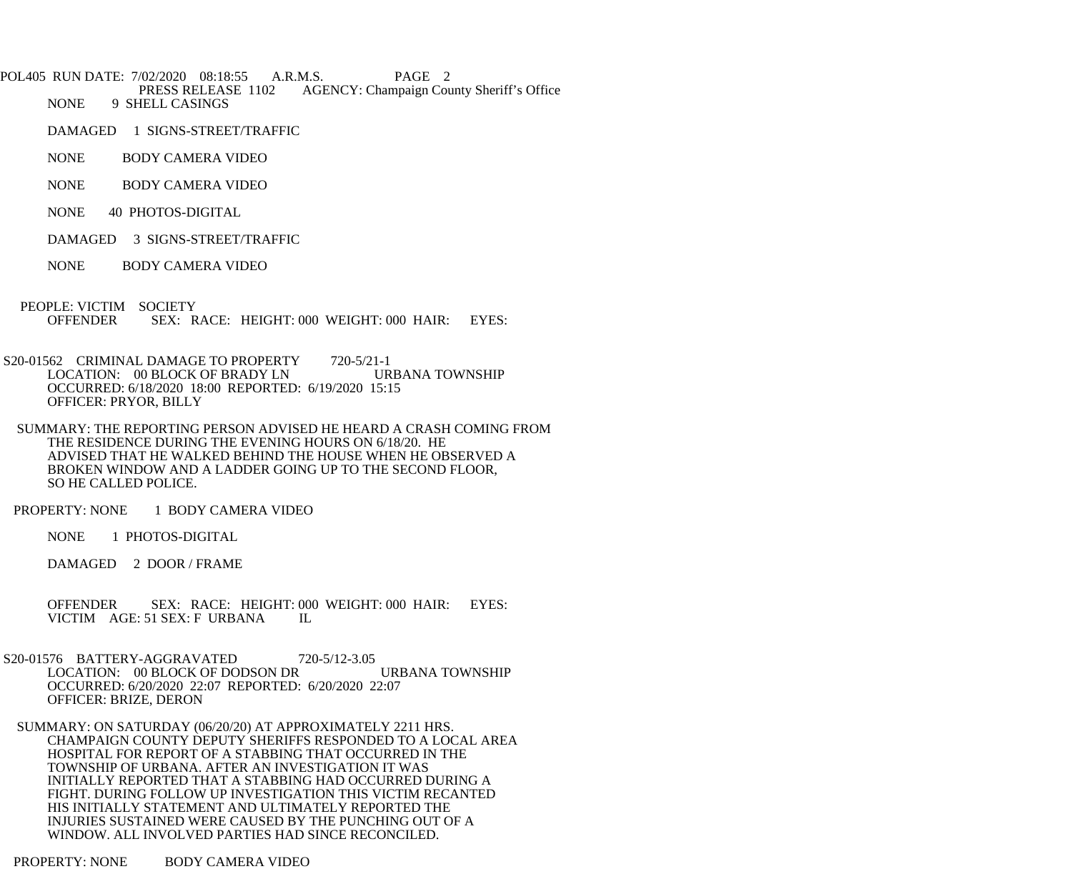NONE 9 SHELL CASINGS

DAMAGED 1 SIGNS-STREET/TRAFFIC

NONE BODY CAMERA VIDEO

NONE BODY CAMERA VIDEO

NONE 40 PHOTOS-DIGITAL

DAMAGED 3 SIGNS-STREET/TRAFFIC

NONE BODY CAMERA VIDEO

PEOPLE: VICTIM SOCIETY
OFFENDER SEX: RACE: HEIGHT: 000 WEIGHT: 000 HAIR: EYES:

S20-01562 CRIMINAL DAMAGE TO PROPERTY 720-5/21-1
LOCATION: 00 BLOCK OF BRADY LN URBANA TOWNSHIP
OCCURRED: 6/18/2020 18:00 REPORTED: 6/19/2020 15:15
OFFICER: PRYOR, BILLY

SUMMARY: THE REPORTING PERSON ADVISED HE HEARD A CRASH COMING FROM THE RESIDENCE DURING THE EVENING HOURS ON 6/18/20. HE ADVISED THAT HE WALKED BEHIND THE HOUSE WHEN HE OBSERVED A BROKEN WINDOW AND A LADDER GOING UP TO THE SECOND FLOOR, SO HE CALLED POLICE.

PROPERTY: NONE 1 BODY CAMERA VIDEO

NONE 1 PHOTOS-DIGITAL

DAMAGED 2 DOOR / FRAME

OFFENDER SEX: RACE: HEIGHT: 000 WEIGHT: 000 HAIR: EYES:
VICTIM AGE: 51 SEX: F URBANA IL

S20-01576 BATTERY-AGGRAVATED 720-5/12-3.05
LOCATION: 00 BLOCK OF DODSON DR URBANA TOWNSHIP
OCCURRED: 6/20/2020 22:07 REPORTED: 6/20/2020 22:07
OFFICER: BRIZE, DERON

SUMMARY: ON SATURDAY (06/20/20) AT APPROXIMATELY 2211 HRS. CHAMPAIGN COUNTY DEPUTY SHERIFFS RESPONDED TO A LOCAL AREA HOSPITAL FOR REPORT OF A STABBING THAT OCCURRED IN THE TOWNSHIP OF URBANA. AFTER AN INVESTIGATION IT WAS INITIALLY REPORTED THAT A STABBING HAD OCCURRED DURING A FIGHT. DURING FOLLOW UP INVESTIGATION THIS VICTIM RECANTED HIS INITIALLY STATEMENT AND ULTIMATELY REPORTED THE INJURIES SUSTAINED WERE CAUSED BY THE PUNCHING OUT OF A WINDOW. ALL INVOLVED PARTIES HAD SINCE RECONCILED.

PROPERTY: NONE BODY CAMERA VIDEO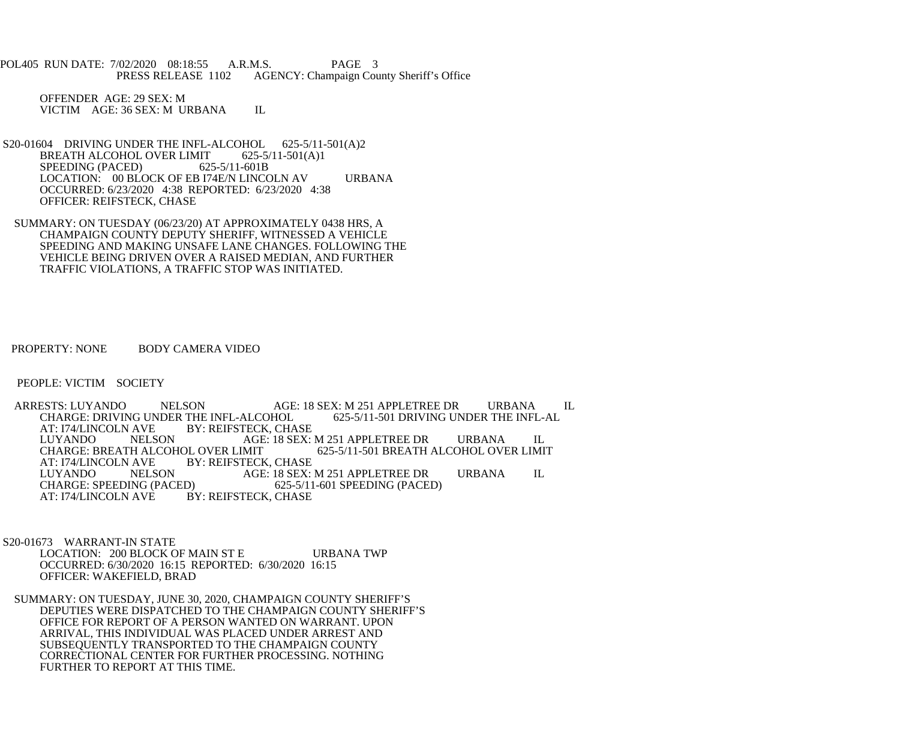OFFENDER AGE: 29 SEX: M
VICTIM AGE: 36 SEX: M URBANA IL

S20-01604 DRIVING UNDER THE INFL-ALCOHOL 625-5/11-501(A)2
BREATH ALCOHOL OVER LIMIT 625-5/11-501(A)1
SPEEDING (PACED) 625-5/11-601B
LOCATION: 00 BLOCK OF EB I74E/N LINCOLN AV URBANA
OCCURRED: 6/23/2020 4:38 REPORTED: 6/23/2020 4:38
OFFICER: REIFSTECK, CHASE

SUMMARY: ON TUESDAY (06/23/20) AT APPROXIMATELY 0438 HRS, A CHAMPAIGN COUNTY DEPUTY SHERIFF, WITNESSED A VEHICLE SPEEDING AND MAKING UNSAFE LANE CHANGES. FOLLOWING THE VEHICLE BEING DRIVEN OVER A RAISED MEDIAN, AND FURTHER TRAFFIC VIOLATIONS, A TRAFFIC STOP WAS INITIATED.

PROPERTY: NONE BODY CAMERA VIDEO

PEOPLE: VICTIM SOCIETY

ARRESTS: LUYANDO NELSON AGE: 18 SEX: M 251 APPLETREE DR URBANA IL
CHARGE: DRIVING UNDER THE INFL-ALCOHOL 625-5/11-501 DRIVING UNDER THE INFL-AL
AT: I74/LINCOLN AVE BY: REIFSTECK, CHASE
LUYANDO NELSON AGE: 18 SEX: M 251 APPLETREE DR URBANA IL
CHARGE: BREATH ALCOHOL OVER LIMIT 625-5/11-501 BREATH ALCOHOL OVER LIMIT
AT: I74/LINCOLN AVE BY: REIFSTECK, CHASE
LUYANDO NELSON AGE: 18 SEX: M 251 APPLETREE DR URBANA IL
CHARGE: SPEEDING (PACED) 625-5/11-601 SPEEDING (PACED)
AT: I74/LINCOLN AVE BY: REIFSTECK, CHASE

S20-01673 WARRANT-IN STATE
LOCATION: 200 BLOCK OF MAIN ST E URBANA TWP
OCCURRED: 6/30/2020 16:15 REPORTED: 6/30/2020 16:15
OFFICER: WAKEFIELD, BRAD

SUMMARY: ON TUESDAY, JUNE 30, 2020, CHAMPAIGN COUNTY SHERIFF'S DEPUTIES WERE DISPATCHED TO THE CHAMPAIGN COUNTY SHERIFF'S OFFICE FOR REPORT OF A PERSON WANTED ON WARRANT. UPON ARRIVAL, THIS INDIVIDUAL WAS PLACED UNDER ARREST AND SUBSEQUENTLY TRANSPORTED TO THE CHAMPAIGN COUNTY CORRECTIONAL CENTER FOR FURTHER PROCESSING. NOTHING FURTHER TO REPORT AT THIS TIME.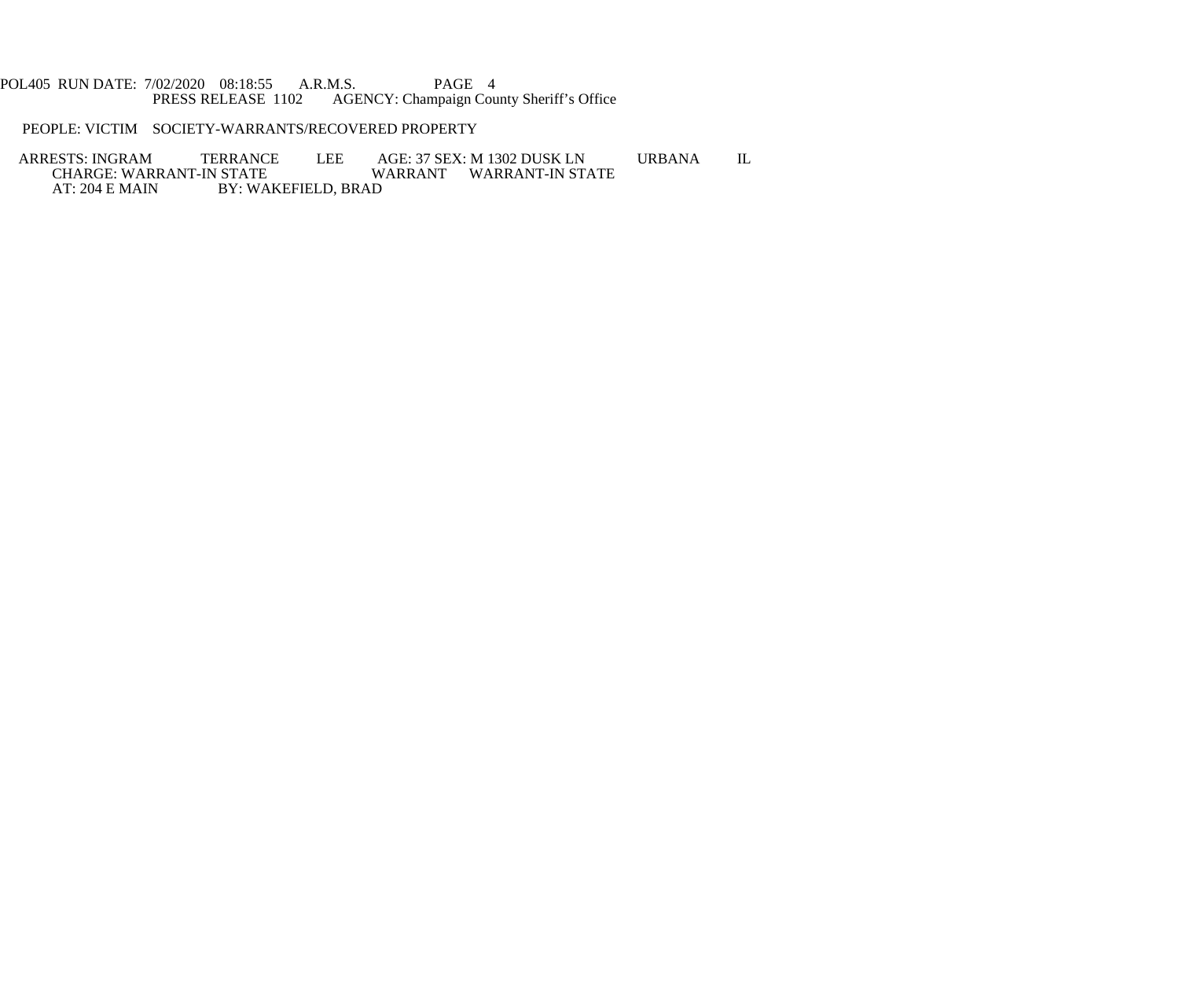POL405 RUN DATE: 7/02/2020 08:18:55 A.R.M.S. PAGE 4
PRESS RELEASE 1102 AGENCY: Champaign County Sheriff's Office

PEOPLE: VICTIM SOCIETY-WARRANTS/RECOVERED PROPERTY

ARRESTS: INGRAM TERRANCE LEE AGE: 37 SEX: M 1302 DUSK LN URBANA IL
CHARGE: WARRANT-IN STATE WARRANT WARRANT-IN STATE
AT: 204 E MAIN BY: WAKEFIELD, BRAD